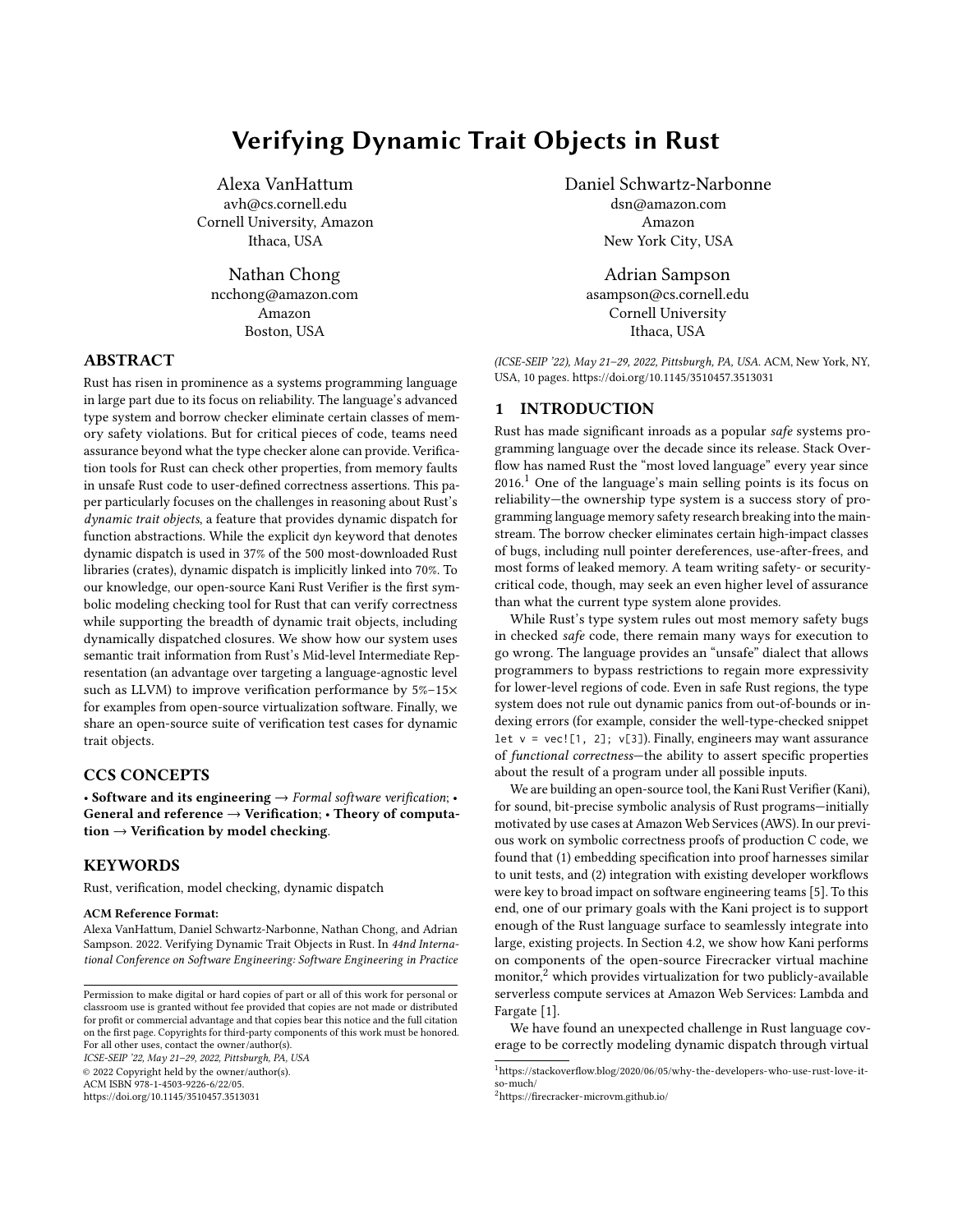# Verifying Dynamic Trait Objects in Rust

Alexa VanHattum
avh@cs.cornell.edu
Cornell University, Amazon
Ithaca, USA

Daniel Schwartz-Narbonne
dsn@amazon.com
Amazon
New York City, USA

Nathan Chong
ncchong@amazon.com
Amazon
Boston, USA

Adrian Sampson
asampson@cs.cornell.edu
Cornell University
Ithaca, USA

## ABSTRACT

Rust has risen in prominence as a systems programming language in large part due to its focus on reliability. The language's advanced type system and borrow checker eliminate certain classes of memory safety violations. But for critical pieces of code, teams need assurance beyond what the type checker alone can provide. Verification tools for Rust can check other properties, from memory faults in unsafe Rust code to user-defined correctness assertions. This paper particularly focuses on the challenges in reasoning about Rust's *dynamic trait objects*, a feature that provides dynamic dispatch for function abstractions. While the explicit `dyn` keyword that denotes dynamic dispatch is used in 37% of the 500 most-downloaded Rust libraries (crates), dynamic dispatch is implicitly linked into 70%. To our knowledge, our open-source Kani Rust Verifier is the first symbolic modeling checking tool for Rust that can verify correctness while supporting the breadth of dynamic trait objects, including dynamically dispatched closures. We show how our system uses semantic trait information from Rust's Mid-level Intermediate Representation (an advantage over targeting a language-agnostic level such as LLVM) to improve verification performance by 5%–15× for examples from open-source virtualization software. Finally, we share an open-source suite of verification test cases for dynamic trait objects.

## CCS CONCEPTS

• **Software and its engineering** → *Formal software verification*; • **General and reference** → **Verification**; • **Theory of computation** → **Verification by model checking**.

## KEYWORDS

Rust, verification, model checking, dynamic dispatch

**ACM Reference Format:**
Alexa VanHattum, Daniel Schwartz-Narbonne, Nathan Chong, and Adrian Sampson. 2022. Verifying Dynamic Trait Objects in Rust. In *44nd International Conference on Software Engineering: Software Engineering in Practice (ICSE-SEIP '22), May 21–29, 2022, Pittsburgh, PA, USA.* ACM, New York, NY, USA, 10 pages. https://doi.org/10.1145/3510457.3513031

Permission to make digital or hard copies of part or all of this work for personal or classroom use is granted without fee provided that copies are not made or distributed for profit or commercial advantage and that copies bear this notice and the full citation on the first page. Copyrights for third-party components of this work must be honored. For all other uses, contact the owner/author(s).
*ICSE-SEIP '22, May 21–29, 2022, Pittsburgh, PA, USA*
© 2022 Copyright held by the owner/author(s).
ACM ISBN 978-1-4503-9226-6/22/05.
https://doi.org/10.1145/3510457.3513031

## 1 INTRODUCTION

Rust has made significant inroads as a popular *safe* systems programming language over the decade since its release. Stack Overflow has named Rust the "most loved language" every year since 2016.[1] One of the language's main selling points is its focus on reliability—the ownership type system is a success story of programming language memory safety research breaking into the mainstream. The borrow checker eliminates certain high-impact classes of bugs, including null pointer dereferences, use-after-frees, and most forms of leaked memory. A team writing safety- or security-critical code, though, may seek an even higher level of assurance than what the current type system alone provides.

While Rust's type system rules out most memory safety bugs in checked *safe* code, there remain many ways for execution to go wrong. The language provides an "unsafe" dialect that allows programmers to bypass restrictions to regain more expressivity for lower-level regions of code. Even in safe Rust regions, the type system does not rule out dynamic panics from out-of-bounds or indexing errors (for example, consider the well-type-checked snippet `let v = vec![1, 2]; v[3]`). Finally, engineers may want assurance of *functional correctness*—the ability to assert specific properties about the result of a program under all possible inputs.

We are building an open-source tool, the Kani Rust Verifier (Kani), for sound, bit-precise symbolic analysis of Rust programs—initially motivated by use cases at Amazon Web Services (AWS). In our previous work on symbolic correctness proofs of production C code, we found that (1) embedding specification into proof harnesses similar to unit tests, and (2) integration with existing developer workflows were key to broad impact on software engineering teams [5]. To this end, one of our primary goals with the Kani project is to support enough of the Rust language surface to seamlessly integrate into large, existing projects. In Section 4.2, we show how Kani performs on components of the open-source Firecracker virtual machine monitor,[2] which provides virtualization for two publicly-available serverless compute services at Amazon Web Services: Lambda and Fargate [1].

We have found an unexpected challenge in Rust language coverage to be correctly modeling dynamic dispatch through virtual

[1] https://stackoverflow.blog/2020/06/05/why-the-developers-who-use-rust-love-it-so-much/
[2] https://firecracker-microvm.github.io/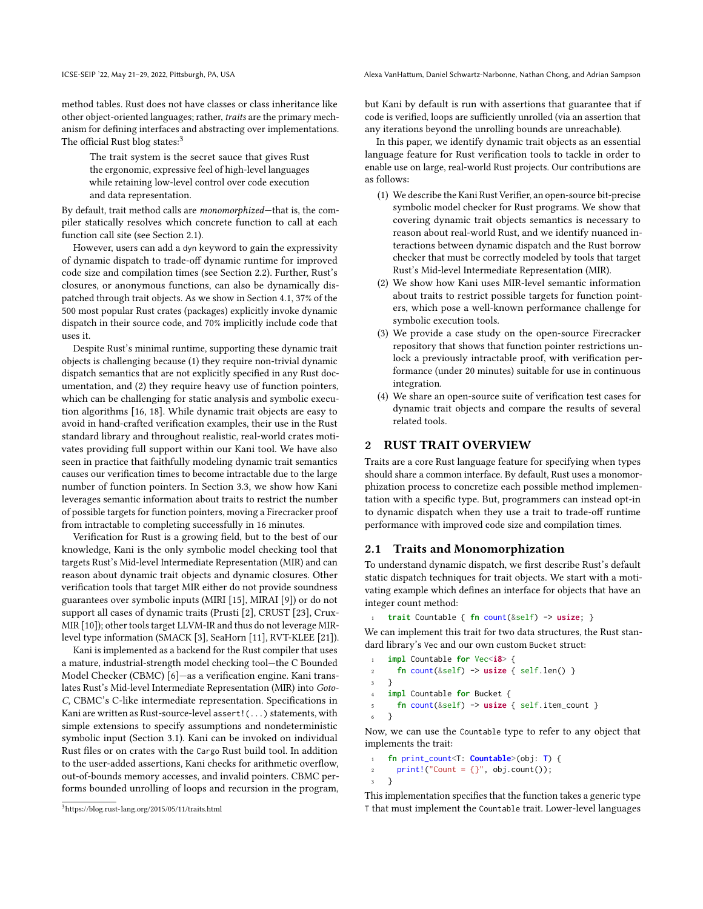method tables. Rust does not have classes or class inheritance like other object-oriented languages; rather, *traits* are the primary mechanism for defining interfaces and abstracting over implementations. The official Rust blog states:[3]

> The trait system is the secret sauce that gives Rust the ergonomic, expressive feel of high-level languages while retaining low-level control over code execution and data representation.

By default, trait method calls are *monomorphized*—that is, the compiler statically resolves which concrete function to call at each function call site (see Section 2.1).

However, users can add a `dyn` keyword to gain the expressivity of dynamic dispatch to trade-off dynamic runtime for improved code size and compilation times (see Section 2.2). Further, Rust's closures, or anonymous functions, can also be dynamically dispatched through trait objects. As we show in Section 4.1, 37% of the 500 most popular Rust crates (packages) explicitly invoke dynamic dispatch in their source code, and 70% implicitly include code that uses it.

Despite Rust's minimal runtime, supporting these dynamic trait objects is challenging because (1) they require non-trivial dynamic dispatch semantics that are not explicitly specified in any Rust documentation, and (2) they require heavy use of function pointers, which can be challenging for static analysis and symbolic execution algorithms [16, 18]. While dynamic trait objects are easy to avoid in hand-crafted verification examples, their use in the Rust standard library and throughout realistic, real-world crates motivates providing full support within our Kani tool. We have also seen in practice that faithfully modeling dynamic trait semantics causes our verification times to become intractable due to the large number of function pointers. In Section 3.3, we show how Kani leverages semantic information about traits to restrict the number of possible targets for function pointers, moving a Firecracker proof from intractable to completing successfully in 16 minutes.

Verification for Rust is a growing field, but to the best of our knowledge, Kani is the only symbolic model checking tool that targets Rust's Mid-level Intermediate Representation (MIR) and can reason about dynamic trait objects and dynamic closures. Other verification tools that target MIR either do not provide soundness guarantees over symbolic inputs (MIRI [15], MIRAI [9]) or do not support all cases of dynamic traits (Prusti [2], CRUST [23], Crux-MIR [10]); other tools target LLVM-IR and thus do not leverage MIR-level type information (SMACK [3], SeaHorn [11], RVT-KLEE [21]).

Kani is implemented as a backend for the Rust compiler that uses a mature, industrial-strength model checking tool—the C Bounded Model Checker (CBMC) [6]—as a verification engine. Kani translates Rust's Mid-level Intermediate Representation (MIR) into *Goto-C*, CBMC's C-like intermediate representation. Specifications in Kani are written as Rust-source-level `assert!(...)` statements, with simple extensions to specify assumptions and nondeterministic symbolic input (Section 3.1). Kani can be invoked on individual Rust files or on crates with the `Cargo` Rust build tool. In addition to the user-added assertions, Kani checks for arithmetic overflow, out-of-bounds memory accesses, and invalid pointers. CBMC performs bounded unrolling of loops and recursion in the program, but Kani by default is run with assertions that guarantee that if code is verified, loops are sufficiently unrolled (via an assertion that any iterations beyond the unrolling bounds are unreachable).

In this paper, we identify dynamic trait objects as an essential language feature for Rust verification tools to tackle in order to enable use on large, real-world Rust projects. Our contributions are as follows:

1. We describe the Kani Rust Verifier, an open-source bit-precise symbolic model checker for Rust programs. We show that covering dynamic trait objects semantics is necessary to reason about real-world Rust, and we identify nuanced interactions between dynamic dispatch and the Rust borrow checker that must be correctly modeled by tools that target Rust's Mid-level Intermediate Representation (MIR).
2. We show how Kani uses MIR-level semantic information about traits to restrict possible targets for function pointers, which pose a well-known performance challenge for symbolic execution tools.
3. We provide a case study on the open-source Firecracker repository that shows that function pointer restrictions unlock a previously intractable proof, with verification performance (under 20 minutes) suitable for use in continuous integration.
4. We share an open-source suite of verification test cases for dynamic trait objects and compare the results of several related tools.

## 2 RUST TRAIT OVERVIEW

Traits are a core Rust language feature for specifying when types should share a common interface. By default, Rust uses a monomorphization process to concretize each possible method implementation with a specific type. But, programmers can instead opt-in to dynamic dispatch when they use a trait to trade-off runtime performance with improved code size and compilation times.

### 2.1 Traits and Monomorphization

To understand dynamic dispatch, we first describe Rust's default static dispatch techniques for trait objects. We start with a motivating example which defines an interface for objects that have an integer count method:

```
trait Countable { fn count(&self) -> usize; }
```

We can implement this trait for two data structures, the Rust standard library's `Vec` and our own custom `Bucket` struct:

```
impl Countable for Vec<i8> {
  fn count(&self) -> usize { self.len() }
}
impl Countable for Bucket {
  fn count(&self) -> usize { self.item_count }
}
```

Now, we can use the `Countable` type to refer to any object that implements the trait:

```
fn print_count<T: Countable>(obj: T) {
  print!("Count = {}", obj.count());
}
```

This implementation specifies that the function takes a generic type `T` that must implement the `Countable` trait. Lower-level languages

[3] https://blog.rust-lang.org/2015/05/11/traits.html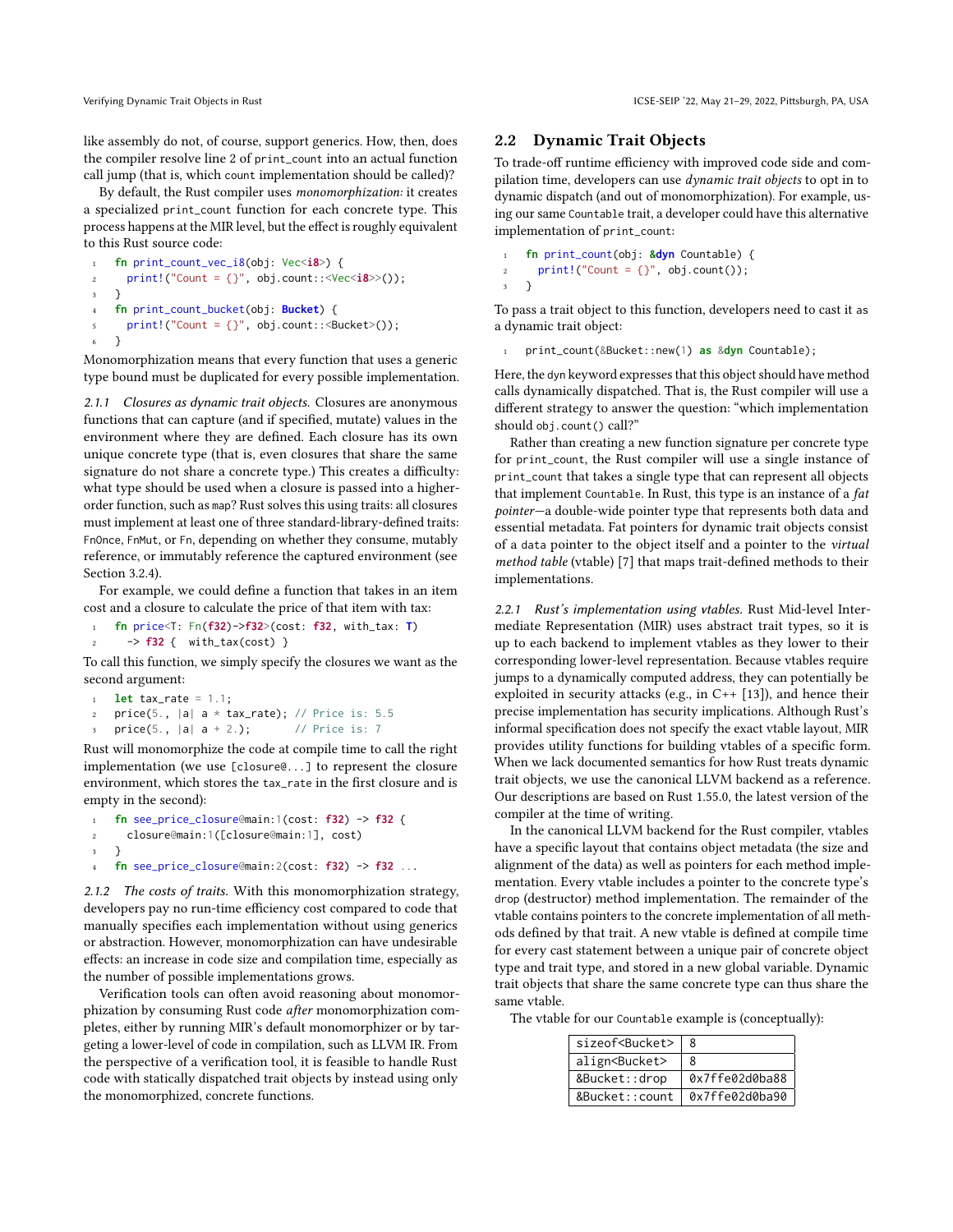like assembly do not, of course, support generics. How, then, does the compiler resolve line 2 of `print_count` into an actual function call jump (that is, which `count` implementation should be called)?

By default, the Rust compiler uses *monomorphization:* it creates a specialized `print_count` function for each concrete type. This process happens at the MIR level, but the effect is roughly equivalent to this Rust source code:

```
fn print_count_vec_i8(obj: Vec<i8>) {
  print!("Count = {}", obj.count::<Vec<i8>>());
}
fn print_count_bucket(obj: Bucket) {
  print!("Count = {}", obj.count::<Bucket>());
}
```

Monomorphization means that every function that uses a generic type bound must be duplicated for every possible implementation.

*2.1.1 Closures as dynamic trait objects.* Closures are anonymous functions that can capture (and if specified, mutate) values in the environment where they are defined. Each closure has its own unique concrete type (that is, even closures that share the same signature do not share a concrete type.) This creates a difficulty: what type should be used when a closure is passed into a higher-order function, such as `map`? Rust solves this using traits: all closures must implement at least one of three standard-library-defined traits: `FnOnce`, `FnMut`, or `Fn`, depending on whether they consume, mutably reference, or immutably reference the captured environment (see Section 3.2.4).

For example, we could define a function that takes in an item cost and a closure to calculate the price of that item with tax:

```
fn price<T: Fn(f32)->f32>(cost: f32, with_tax: T)
  -> f32 {  with_tax(cost) }
```

To call this function, we simply specify the closures we want as the second argument:

```
let tax_rate = 1.1;
price(5., |a| a * tax_rate); // Price is: 5.5
price(5., |a| a + 2.);       // Price is: 7
```

Rust will monomorphize the code at compile time to call the right implementation (we use `[closure@...]` to represent the closure environment, which stores the `tax_rate` in the first closure and is empty in the second):

```
fn see_price_closure@main:1(cost: f32) -> f32 {
  closure@main:1([closure@main:1], cost)
}
fn see_price_closure@main:2(cost: f32) -> f32 ...
```

*2.1.2 The costs of traits.* With this monomorphization strategy, developers pay no run-time efficiency cost compared to code that manually specifies each implementation without using generics or abstraction. However, monomorphization can have undesirable effects: an increase in code size and compilation time, especially as the number of possible implementations grows.

Verification tools can often avoid reasoning about monomorphization by consuming Rust code *after* monomorphization completes, either by running MIR's default monomorphizer or by targeting a lower-level of code in compilation, such as LLVM IR. From the perspective of a verification tool, it is feasible to handle Rust code with statically dispatched trait objects by instead using only the monomorphized, concrete functions.

## 2.2 Dynamic Trait Objects

To trade-off runtime efficiency with improved code side and compilation time, developers can use *dynamic trait objects* to opt in to dynamic dispatch (and out of monomorphization). For example, using our same `Countable` trait, a developer could have this alternative implementation of `print_count`:

```
fn print_count(obj: &dyn Countable) {
  print!("Count = {}", obj.count());
}
```

To pass a trait object to this function, developers need to cast it as a dynamic trait object:

```
print_count(&Bucket::new(1) as &dyn Countable);
```

Here, the `dyn` keyword expresses that this object should have method calls dynamically dispatched. That is, the Rust compiler will use a different strategy to answer the question: "which implementation should `obj.count()` call?"

Rather than creating a new function signature per concrete type for `print_count`, the Rust compiler will use a single instance of `print_count` that takes a single type that can represent all objects that implement `Countable`. In Rust, this type is an instance of a *fat pointer*—a double-wide pointer type that represents both data and essential metadata. Fat pointers for dynamic trait objects consist of a `data` pointer to the object itself and a pointer to the *virtual method table* (vtable) [7] that maps trait-defined methods to their implementations.

*2.2.1 Rust's implementation using vtables.* Rust Mid-level Intermediate Representation (MIR) uses abstract trait types, so it is up to each backend to implement vtables as they lower to their corresponding lower-level representation. Because vtables require jumps to a dynamically computed address, they can potentially be exploited in security attacks (e.g., in C++ [13]), and hence their precise implementation has security implications. Although Rust's informal specification does not specify the exact vtable layout, MIR provides utility functions for building vtables of a specific form. When we lack documented semantics for how Rust treats dynamic trait objects, we use the canonical LLVM backend as a reference. Our descriptions are based on Rust 1.55.0, the latest version of the compiler at the time of writing.

In the canonical LLVM backend for the Rust compiler, vtables have a specific layout that contains object metadata (the size and alignment of the data) as well as pointers for each method implementation. Every vtable includes a pointer to the concrete type's `drop` (destructor) method implementation. The remainder of the vtable contains pointers to the concrete implementation of all methods defined by that trait. A new vtable is defined at compile time for every cast statement between a unique pair of concrete object type and trait type, and stored in a new global variable. Dynamic trait objects that share the same concrete type can thus share the same vtable.

The vtable for our `Countable` example is (conceptually):

| | |
|---|---|
| sizeof<Bucket> | 8 |
| align<Bucket> | 8 |
| &Bucket::drop | 0x7ffe02d0ba88 |
| &Bucket::count | 0x7ffe02d0ba90 |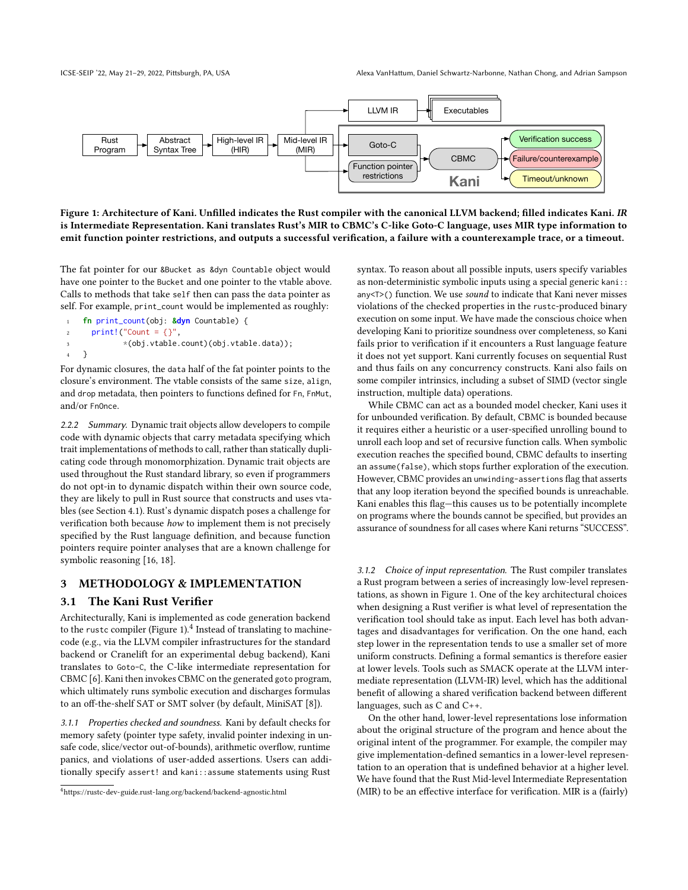Figure 1: Architecture of Kani. Unfilled indicates the Rust compiler with the canonical LLVM backend; filled indicates Kani. *IR* is Intermediate Representation. Kani translates Rust's MIR to CBMC's C-like Goto-C language, uses MIR type information to emit function pointer restrictions, and outputs a successful verification, a failure with a counterexample trace, or a timeout.

The fat pointer for our `&Bucket as &dyn Countable` object would have one pointer to the `Bucket` and one pointer to the vtable above. Calls to methods that take `self` then can pass the `data` pointer as self. For example, `print_count` would be implemented as roughly:

```
fn print_count(obj: &dyn Countable) {
  print!("Count = {}",
         *(obj.vtable.count)(obj.vtable.data));
}
```

For dynamic closures, the `data` half of the fat pointer points to the closure's environment. The vtable consists of the same `size`, `align`, and `drop` metadata, then pointers to functions defined for `Fn`, `FnMut`, and/or `FnOnce`.

*2.2.2 Summary.* Dynamic trait objects allow developers to compile code with dynamic objects that carry metadata specifying which trait implementations of methods to call, rather than statically duplicating code through monomorphization. Dynamic trait objects are used throughout the Rust standard library, so even if programmers do not opt-in to dynamic dispatch within their own source code, they are likely to pull in Rust source that constructs and uses vtables (see Section 4.1). Rust's dynamic dispatch poses a challenge for verification both because *how* to implement them is not precisely specified by the Rust language definition, and because function pointers require pointer analyses that are a known challenge for symbolic reasoning [16, 18].

## 3 METHODOLOGY & IMPLEMENTATION

### 3.1 The Kani Rust Verifier

Architecturally, Kani is implemented as code generation backend to the `rustc` compiler (Figure 1).[4] Instead of translating to machine-code (e.g., via the LLVM compiler infrastructures for the standard backend or Cranelift for an experimental debug backend), Kani translates to `Goto-C`, the C-like intermediate representation for CBMC [6]. Kani then invokes CBMC on the generated `goto` program, which ultimately runs symbolic execution and discharges formulas to an off-the-shelf SAT or SMT solver (by default, MiniSAT [8]).

*3.1.1 Properties checked and soundness.* Kani by default checks for memory safety (pointer type safety, invalid pointer indexing in unsafe code, slice/vector out-of-bounds), arithmetic overflow, runtime panics, and violations of user-added assertions. Users can additionally specify `assert!` and `kani::assume` statements using Rust syntax. To reason about all possible inputs, users specify variables as non-deterministic symbolic inputs using a special generic `kani::any<T>()` function. We use *sound* to indicate that Kani never misses violations of the checked properties in the `rustc`-produced binary execution on some input. We have made the conscious choice when developing Kani to prioritize soundness over completeness, so Kani fails prior to verification if it encounters a Rust language feature it does not yet support. Kani currently focuses on sequential Rust and thus fails on any concurrency constructs. Kani also fails on some compiler intrinsics, including a subset of SIMD (vector single instruction, multiple data) operations.

While CBMC can act as a bounded model checker, Kani uses it for unbounded verification. By default, CBMC is bounded because it requires either a heuristic or a user-specified unrolling bound to unroll each loop and set of recursive function calls. When symbolic execution reaches the specified bound, CBMC defaults to inserting an `assume(false)`, which stops further exploration of the execution. However, CBMC provides an `unwinding-assertions` flag that asserts that any loop iteration beyond the specified bounds is unreachable. Kani enables this flag—this causes us to be potentially incomplete on programs where the bounds cannot be specified, but provides an assurance of soundness for all cases where Kani returns "SUCCESS".

*3.1.2 Choice of input representation.* The Rust compiler translates a Rust program between a series of increasingly low-level representations, as shown in Figure 1. One of the key architectural choices when designing a Rust verifier is what level of representation the verification tool should take as input. Each level has both advantages and disadvantages for verification. On the one hand, each step lower in the representation tends to use a smaller set of more uniform constructs. Defining a formal semantics is therefore easier at lower levels. Tools such as SMACK operate at the LLVM intermediate representation (LLVM-IR) level, which has the additional benefit of allowing a shared verification backend between different languages, such as C and C++.

On the other hand, lower-level representations lose information about the original structure of the program and hence about the original intent of the programmer. For example, the compiler may give implementation-defined semantics in a lower-level representation to an operation that is undefined behavior at a higher level. We have found that the Rust Mid-level Intermediate Representation (MIR) to be an effective interface for verification. MIR is a (fairly)

[4] https://rustc-dev-guide.rust-lang.org/backend/backend-agnostic.html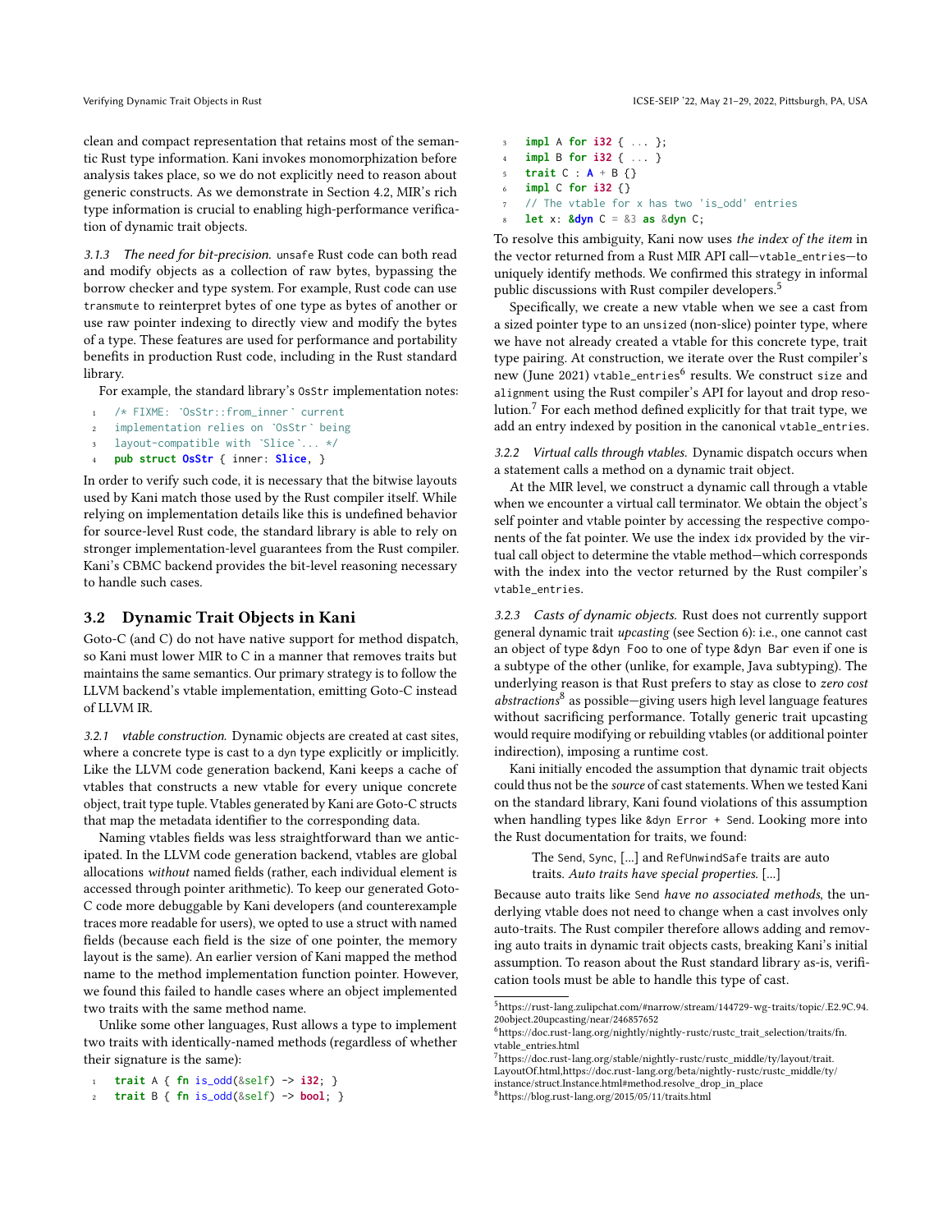clean and compact representation that retains most of the semantic Rust type information. Kani invokes monomorphization before analysis takes place, so we do not explicitly need to reason about generic constructs. As we demonstrate in Section 4.2, MIR's rich type information is crucial to enabling high-performance verification of dynamic trait objects.

#### 3.1.3 The need for bit-precision.

`unsafe` Rust code can both read and modify objects as a collection of raw bytes, bypassing the borrow checker and type system. For example, Rust code can use `transmute` to reinterpret bytes of one type as bytes of another or use raw pointer indexing to directly view and modify the bytes of a type. These features are used for performance and portability benefits in production Rust code, including in the Rust standard library.

For example, the standard library's `OsStr` implementation notes:

```
/* FIXME: `OsStr::from_inner` current
implementation relies on `OsStr` being
layout-compatible with `Slice`... */
pub struct OsStr { inner: Slice, }
```

In order to verify such code, it is necessary that the bitwise layouts used by Kani match those used by the Rust compiler itself. While relying on implementation details like this is undefined behavior for source-level Rust code, the standard library is able to rely on stronger implementation-level guarantees from the Rust compiler. Kani's CBMC backend provides the bit-level reasoning necessary to handle such cases.

## 3.2 Dynamic Trait Objects in Kani

Goto-C (and C) do not have native support for method dispatch, so Kani must lower MIR to C in a manner that removes traits but maintains the same semantics. Our primary strategy is to follow the LLVM backend's vtable implementation, emitting Goto-C instead of LLVM IR.

#### 3.2.1 vtable construction.

Dynamic objects are created at cast sites, where a concrete type is cast to a `dyn` type explicitly or implicitly. Like the LLVM code generation backend, Kani keeps a cache of vtables that constructs a new vtable for every unique concrete object, trait type tuple. Vtables generated by Kani are Goto-C structs that map the metadata identifier to the corresponding data.

Naming vtables fields was less straightforward than we anticipated. In the LLVM code generation backend, vtables are global allocations *without* named fields (rather, each individual element is accessed through pointer arithmetic). To keep our generated Goto-C code more debuggable by Kani developers (and counterexample traces more readable for users), we opted to use a struct with named fields (because each field is the size of one pointer, the memory layout is the same). An earlier version of Kani mapped the method name to the method implementation function pointer. However, we found this failed to handle cases where an object implemented two traits with the same method name.

Unlike some other languages, Rust allows a type to implement two traits with identically-named methods (regardless of whether their signature is the same):

```
trait A { fn is_odd(&self) -> i32; }
trait B { fn is_odd(&self) -> bool; }
impl A for i32 { ... };
impl B for i32 { ... }
trait C : A + B {}
impl C for i32 {}
// The vtable for x has two 'is_odd' entries
let x: &dyn C = &3 as &dyn C;
```

To resolve this ambiguity, Kani now uses *the index of the item* in the vector returned from a Rust MIR API call—`vtable_entries`—to uniquely identify methods. We confirmed this strategy in informal public discussions with Rust compiler developers.[5]

Specifically, we create a new vtable when we see a cast from a sized pointer type to an `unsized` (non-slice) pointer type, where we have not already created a vtable for this concrete type, trait type pairing. At construction, we iterate over the Rust compiler's new (June 2021) `vtable_entries`[6] results. We construct `size` and `alignment` using the Rust compiler's API for layout and drop resolution.[7] For each method defined explicitly for that trait type, we add an entry indexed by position in the canonical `vtable_entries`.

#### 3.2.2 Virtual calls through vtables.

Dynamic dispatch occurs when a statement calls a method on a dynamic trait object.

At the MIR level, we construct a dynamic call through a vtable when we encounter a virtual call terminator. We obtain the object's self pointer and vtable pointer by accessing the respective components of the fat pointer. We use the index `idx` provided by the virtual call object to determine the vtable method—which corresponds with the index into the vector returned by the Rust compiler's `vtable_entries`.

#### 3.2.3 Casts of dynamic objects.

Rust does not currently support general dynamic trait *upcasting* (see Section 6): i.e., one cannot cast an object of type `&dyn Foo` to one of type `&dyn Bar` even if one is a subtype of the other (unlike, for example, Java subtyping). The underlying reason is that Rust prefers to stay as close to *zero cost abstractions*[8] as possible—giving users high level language features without sacrificing performance. Totally generic trait upcasting would require modifying or rebuilding vtables (or additional pointer indirection), imposing a runtime cost.

Kani initially encoded the assumption that dynamic trait objects could thus not be the *source* of cast statements. When we tested Kani on the standard library, Kani found violations of this assumption when handling types like `&dyn Error + Send`. Looking more into the Rust documentation for traits, we found:

> The `Send`, `Sync`, [...] and `RefUnwindSafe` traits are auto traits. *Auto traits have special properties.* [...]

Because auto traits like `Send` *have no associated methods*, the underlying vtable does not need to change when a cast involves only auto-traits. The Rust compiler therefore allows adding and removing auto traits in dynamic trait objects casts, breaking Kani's initial assumption. To reason about the Rust standard library as-is, verification tools must be able to handle this type of cast.

---

[5] https://rust-lang.zulipchat.com/#narrow/stream/144729-wg-traits/topic/.E2.9C.94.20object.20upcasting/near/246857652

[6] https://doc.rust-lang.org/nightly/nightly-rustc/rustc_trait_selection/traits/fn.vtable_entries.html

[7] https://doc.rust-lang.org/stable/nightly-rustc/rustc_middle/ty/layout/trait.LayoutOf.html,https://doc.rust-lang.org/beta/nightly-rustc/rustc_middle/ty/instance/struct.Instance.html#method.resolve_drop_in_place

[8] https://blog.rust-lang.org/2015/05/11/traits.html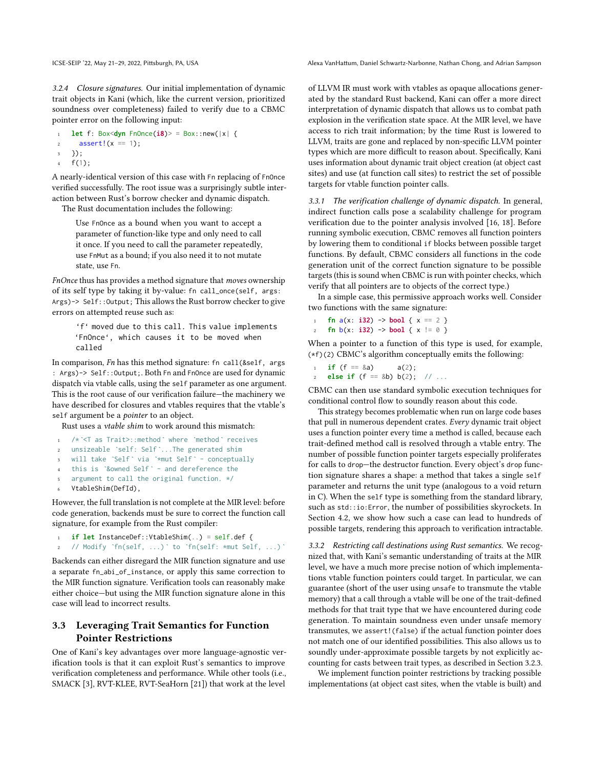*3.2.4 Closure signatures.* Our initial implementation of dynamic trait objects in Kani (which, like the current version, prioritized soundness over completeness) failed to verify due to a CBMC pointer error on the following input:

```
let f: Box<dyn FnOnce(i8)> = Box::new(|x| {
  assert!(x == 1);
});
f(1);
```

A nearly-identical version of this case with `Fn` replacing of `FnOnce` verified successfully. The root issue was a surprisingly subtle interaction between Rust's borrow checker and dynamic dispatch.

The Rust documentation includes the following:

> Use `FnOnce` as a bound when you want to accept a parameter of function-like type and only need to call it once. If you need to call the parameter repeatedly, use `FnMut` as a bound; if you also need it to not mutate state, use `Fn`.

*FnOnce* thus has provides a method signature that *moves* ownership of its self type by taking it by-value: `fn call_once(self, args: Args)-> Self::Output;` This allows the Rust borrow checker to give errors on attempted reuse such as:

> `'f' moved due to this call. This value implements 'FnOnce', which causes it to be moved when called`

In comparison, *Fn* has this method signature: `fn call(&self, args : Args)-> Self::Output;`. Both `Fn` and `FnOnce` are used for dynamic dispatch via vtable calls, using the `self` parameter as one argument. This is the root cause of our verification failure—the machinery we have described for closures and vtables requires that the vtable's `self` argument be a *pointer* to an object.

Rust uses a *vtable shim* to work around this mismatch:

```
/*`<T as Trait>::method` where `method` receives
unsizeable `self: Self`...The generated shim
will take `Self` via `*mut Self` - conceptually
this is `&owned Self` - and dereference the
argument to call the original function. */
VtableShim(DefId),
```

However, the full translation is not complete at the MIR level: before code generation, backends must be sure to correct the function call signature, for example from the Rust compiler:

```
if let InstanceDef::VtableShim(..) = self.def {
// Modify `fn(self, ...)` to `fn(self: *mut Self, ...)`
```

Backends can either disregard the MIR function signature and use a separate `fn_abi_of_instance`, or apply this same correction to the MIR function signature. Verification tools can reasonably make either choice—but using the MIR function signature alone in this case will lead to incorrect results.

## 3.3 Leveraging Trait Semantics for Function Pointer Restrictions

One of Kani's key advantages over more language-agnostic verification tools is that it can exploit Rust's semantics to improve verification completeness and performance. While other tools (i.e., SMACK [3], RVT-KLEE, RVT-SeaHorn [21]) that work at the level of LLVM IR must work with vtables as opaque allocations generated by the standard Rust backend, Kani can offer a more direct interpretation of dynamic dispatch that allows us to combat path explosion in the verification state space. At the MIR level, we have access to rich trait information; by the time Rust is lowered to LLVM, traits are gone and replaced by non-specific LLVM pointer types which are more difficult to reason about. Specifically, Kani uses information about dynamic trait object creation (at object cast sites) and use (at function call sites) to restrict the set of possible targets for vtable function pointer calls.

*3.3.1 The verification challenge of dynamic dispatch.* In general, indirect function calls pose a scalability challenge for program verification due to the pointer analysis involved [16, 18]. Before running symbolic execution, CBMC removes all function pointers by lowering them to conditional `if` blocks between possible target functions. By default, CBMC considers all functions in the code generation unit of the correct function signature to be possible targets (this is sound when CBMC is run with pointer checks, which verify that all pointers are to objects of the correct type.)

In a simple case, this permissive approach works well. Consider two functions with the same signature:

```
fn a(x: i32) -> bool { x == 2 }
fn b(x: i32) -> bool { x != 0 }
```

When a pointer to a function of this type is used, for example, `(*f)(2)` CBMC's algorithm conceptually emits the following:

```
if (f == &a)      a(2);
else if (f == &b) b(2);  // ...
```

CBMC can then use standard symbolic execution techniques for conditional control flow to soundly reason about this code.

This strategy becomes problematic when run on large code bases that pull in numerous dependent crates. *Every* dynamic trait object uses a function pointer every time a method is called, because each trait-defined method call is resolved through a vtable entry. The number of possible function pointer targets especially proliferates for calls to `drop`—the destructor function. Every object's `drop` function signature shares a shape: a method that takes a single `self` parameter and returns the unit type (analogous to a void return in C). When the `self` type is something from the standard library, such as `std::io:Error`, the number of possibilities skyrockets. In Section 4.2, we show how such a case can lead to hundreds of possible targets, rendering this approach to verification intractable.

*3.3.2 Restricting call destinations using Rust semantics.* We recognized that, with Kani's semantic understanding of traits at the MIR level, we have a much more precise notion of which implementations vtable function pointers could target. In particular, we can guarantee (short of the user using `unsafe` to transmute the vtable memory) that a call through a vtable will be one of the trait-defined methods for that trait type that we have encountered during code generation. To maintain soundness even under unsafe memory transmutes, we `assert!(false)` if the actual function pointer does not match one of our identified possibilities. This also allows us to soundly under-approximate possible targets by not explicitly accounting for casts between trait types, as described in Section 3.2.3.

We implement function pointer restrictions by tracking possible implementations (at object cast sites, when the vtable is built) and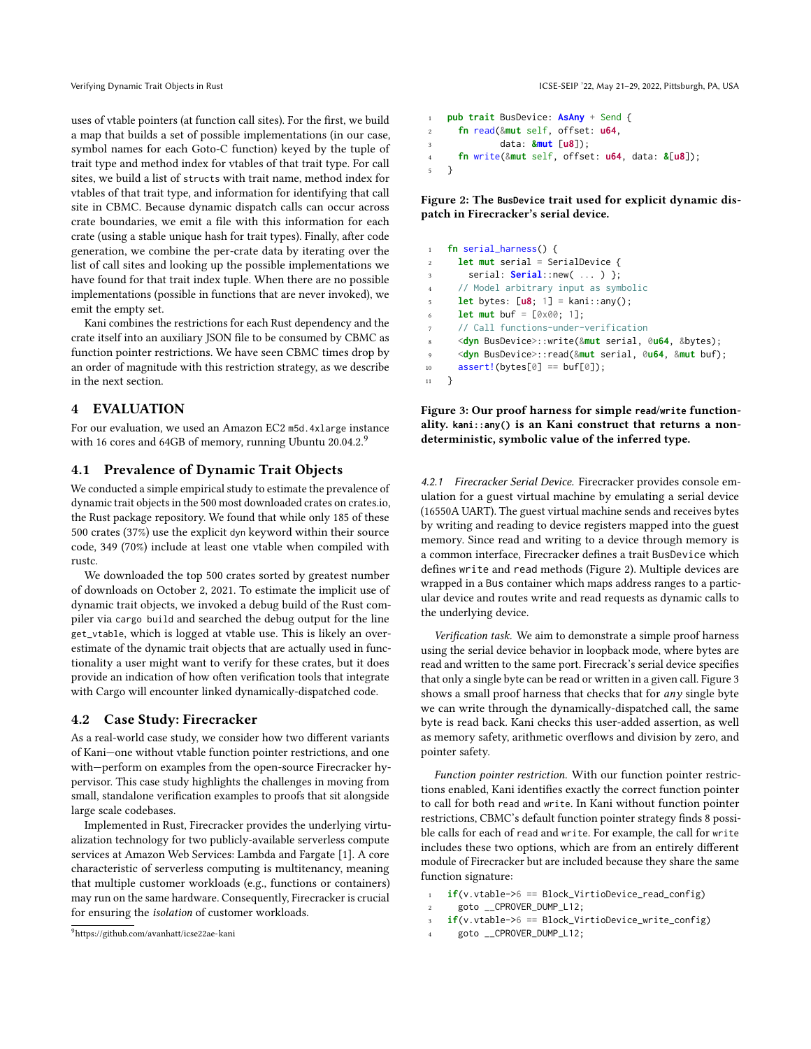uses of vtable pointers (at function call sites). For the first, we build a map that builds a set of possible implementations (in our case, symbol names for each Goto-C function) keyed by the tuple of trait type and method index for vtables of that trait type. For call sites, we build a list of `structs` with trait name, method index for vtables of that trait type, and information for identifying that call site in CBMC. Because dynamic dispatch calls can occur across crate boundaries, we emit a file with this information for each crate (using a stable unique hash for trait types). Finally, after code generation, we combine the per-crate data by iterating over the list of call sites and looking up the possible implementations we have found for that trait index tuple. When there are no possible implementations (possible in functions that are never invoked), we emit the empty set.

Kani combines the restrictions for each Rust dependency and the crate itself into an auxiliary JSON file to be consumed by CBMC as function pointer restrictions. We have seen CBMC times drop by an order of magnitude with this restriction strategy, as we describe in the next section.

## 4 EVALUATION

For our evaluation, we used an Amazon EC2 `m5d.4xlarge` instance with 16 cores and 64GB of memory, running Ubuntu 20.04.2.[9]

### 4.1 Prevalence of Dynamic Trait Objects

We conducted a simple empirical study to estimate the prevalence of dynamic trait objects in the 500 most downloaded crates on crates.io, the Rust package repository. We found that while only 185 of these 500 crates (37%) use the explicit `dyn` keyword within their source code, 349 (70%) include at least one vtable when compiled with rustc.

We downloaded the top 500 crates sorted by greatest number of downloads on October 2, 2021. To estimate the implicit use of dynamic trait objects, we invoked a debug build of the Rust compiler via `cargo build` and searched the debug output for the line `get_vtable`, which is logged at vtable use. This is likely an overestimate of the dynamic trait objects that are actually used in functionality a user might want to verify for these crates, but it does provide an indication of how often verification tools that integrate with Cargo will encounter linked dynamically-dispatched code.

### 4.2 Case Study: Firecracker

As a real-world case study, we consider how two different variants of Kani—one without vtable function pointer restrictions, and one with—perform on examples from the open-source Firecracker hypervisor. This case study highlights the challenges in moving from small, standalone verification examples to proofs that sit alongside large scale codebases.

Implemented in Rust, Firecracker provides the underlying virtualization technology for two publicly-available serverless compute services at Amazon Web Services: Lambda and Fargate [1]. A core characteristic of serverless computing is multitenancy, meaning that multiple customer workloads (e.g., functions or containers) may run on the same hardware. Consequently, Firecracker is crucial for ensuring the *isolation* of customer workloads.

[9] https://github.com/avanhatt/icse22ae-kani

```
pub trait BusDevice: AsAny + Send {
  fn read(&mut self, offset: u64,
          data: &mut [u8]);
  fn write(&mut self, offset: u64, data: &[u8]);
}
```

**Figure 2: The `BusDevice` trait used for explicit dynamic dispatch in Firecracker's serial device.**

```
fn serial_harness() {
  let mut serial = SerialDevice {
    serial: Serial::new( ... ) };
  // Model arbitrary input as symbolic
  let bytes: [u8; 1] = kani::any();
  let mut buf = [0x00; 1];
  // Call functions-under-verification
  <dyn BusDevice>::write(&mut serial, 0u64, &bytes);
  <dyn BusDevice>::read(&mut serial, 0u64, &mut buf);
  assert!(bytes[0] == buf[0]);
}
```

**Figure 3: Our proof harness for simple `read`/`write` functionality. `kani::any()` is an Kani construct that returns a nondeterministic, symbolic value of the inferred type.**

#### 4.2.1 Firecracker Serial Device.

Firecracker provides console emulation for a guest virtual machine by emulating a serial device (16550A UART). The guest virtual machine sends and receives bytes by writing and reading to device registers mapped into the guest memory. Since read and writing to a device through memory is a common interface, Firecracker defines a trait `BusDevice` which defines `write` and `read` methods (Figure 2). Multiple devices are wrapped in a `Bus` container which maps address ranges to a particular device and routes write and read requests as dynamic calls to the underlying device.

*Verification task.* We aim to demonstrate a simple proof harness using the serial device behavior in loopback mode, where bytes are read and written to the same port. Firecrack's serial device specifies that only a single byte can be read or written in a given call. Figure 3 shows a small proof harness that checks that for *any* single byte we can write through the dynamically-dispatched call, the same byte is read back. Kani checks this user-added assertion, as well as memory safety, arithmetic overflows and division by zero, and pointer safety.

*Function pointer restriction.* With our function pointer restrictions enabled, Kani identifies exactly the correct function pointer to call for both `read` and `write`. In Kani without function pointer restrictions, CBMC's default function pointer strategy finds 8 possible calls for each of `read` and `write`. For example, the call for `write` includes these two options, which are from an entirely different module of Firecracker but are included because they share the same function signature:

```
if(v.vtable->6 == Block_VirtioDevice_read_config)
  goto __CPROVER_DUMP_L12;
if(v.vtable->6 == Block_VirtioDevice_write_config)
  goto __CPROVER_DUMP_L12;
```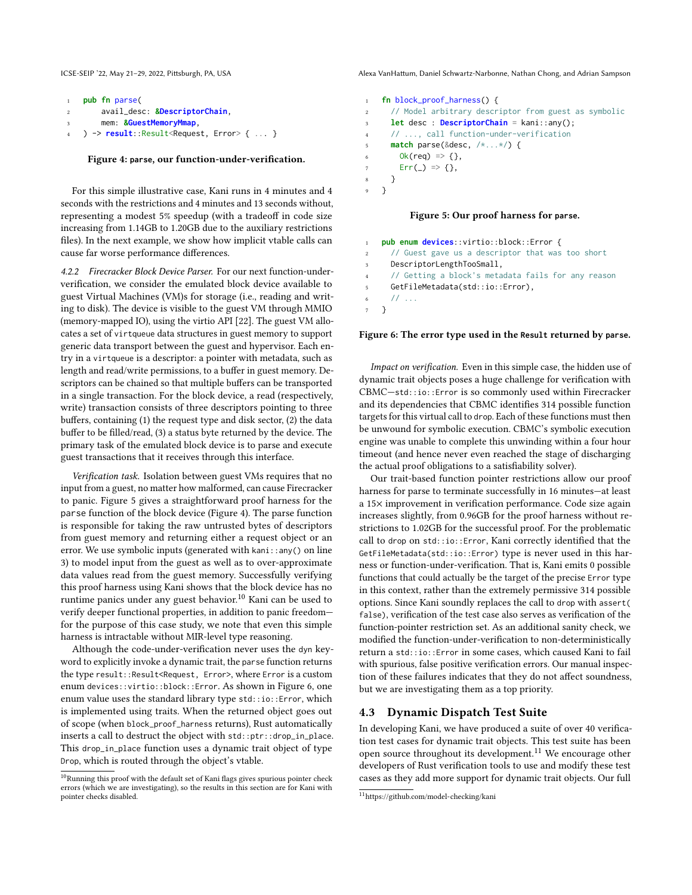```rust
pub fn parse(
    avail_desc: &DescriptorChain,
    mem: &GuestMemoryMmap,
) -> result::Result<Request, Error> { ... }
```

**Figure 4: parse, our function-under-verification.**

For this simple illustrative case, Kani runs in 4 minutes and 4 seconds with the restrictions and 4 minutes and 13 seconds without, representing a modest 5% speedup (with a tradeoff in code size increasing from 1.14GB to 1.20GB due to the auxiliary restrictions files). In the next example, we show how implicit vtable calls can cause far worse performance differences.

*4.2.2 Firecracker Block Device Parser.* For our next function-under-verification, we consider the emulated block device available to guest Virtual Machines (VM)s for storage (i.e., reading and writing to disk). The device is visible to the guest VM through MMIO (memory-mapped IO), using the virtio API [22]. The guest VM allocates a set of `virtqueue` data structures in guest memory to support generic data transport between the guest and hypervisor. Each entry in a `virtqueue` is a descriptor: a pointer with metadata, such as length and read/write permissions, to a buffer in guest memory. Descriptors can be chained so that multiple buffers can be transported in a single transaction. For the block device, a read (respectively, write) transaction consists of three descriptors pointing to three buffers, containing (1) the request type and disk sector, (2) the data buffer to be filled/read, (3) a status byte returned by the device. The primary task of the emulated block device is to parse and execute guest transactions that it receives through this interface.

*Verification task.* Isolation between guest VMs requires that no input from a guest, no matter how malformed, can cause Firecracker to panic. Figure 5 gives a straightforward proof harness for the `parse` function of the block device (Figure 4). The parse function is responsible for taking the raw untrusted bytes of descriptors from guest memory and returning either a request object or an error. We use symbolic inputs (generated with `kani::any()` on line 3) to model input from the guest as well as to over-approximate data values read from the guest memory. Successfully verifying this proof harness using Kani shows that the block device has no runtime panics under any guest behavior.[10] Kani can be used to verify deeper functional properties, in addition to panic freedom—for the purpose of this case study, we note that even this simple harness is intractable without MIR-level type reasoning.

Although the code-under-verification never uses the `dyn` keyword to explicitly invoke a dynamic trait, the `parse` function returns the type `result::Result<Request, Error>`, where `Error` is a custom enum `devices::virtio::block::Error`. As shown in Figure 6, one enum value uses the standard library type `std::io::Error`, which is implemented using traits. When the returned object goes out of scope (when `block_proof_harness` returns), Rust automatically inserts a call to destruct the object with `std::ptr::drop_in_place`. This `drop_in_place` function uses a dynamic trait object of type `Drop`, which is routed through the object's vtable.

[10] Running this proof with the default set of Kani flags gives spurious pointer check errors (which we are investigating), so the results in this section are for Kani with pointer checks disabled.

```rust
fn block_proof_harness() {
  // Model arbitrary descriptor from guest as symbolic
  let desc : DescriptorChain = kani::any();
  // ..., call function-under-verification
  match parse(&desc, /*...*/) {
    Ok(req) => {},
    Err(_) => {},
  }
}
```

**Figure 5: Our proof harness for parse.**

```rust
pub enum devices::virtio::block::Error {
  // Guest gave us a descriptor that was too short
  DescriptorLengthTooSmall,
  // Getting a block's metadata fails for any reason
  GetFileMetadata(std::io::Error),
  // ...
}
```

**Figure 6: The error type used in the Result returned by parse.**

*Impact on verification.* Even in this simple case, the hidden use of dynamic trait objects poses a huge challenge for verification with CBMC—`std::io::Error` is so commonly used within Firecracker and its dependencies that CBMC identifies 314 possible function targets for this virtual call to `drop`. Each of these functions must then be unwound for symbolic execution. CBMC's symbolic execution engine was unable to complete this unwinding within a four hour timeout (and hence never even reached the stage of discharging the actual proof obligations to a satisfiability solver).

Our trait-based function pointer restrictions allow our proof harness for parse to terminate successfully in 16 minutes—at least a 15× improvement in verification performance. Code size again increases slightly, from 0.96GB for the proof harness without restrictions to 1.02GB for the successful proof. For the problematic call to `drop` on `std::io::Error`, Kani correctly identified that the `GetFileMetadata(std::io::Error)` type is never used in this harness or function-under-verification. That is, Kani emits 0 possible functions that could actually be the target of the precise `Error` type in this context, rather than the extremely permissive 314 possible options. Since Kani soundly replaces the call to `drop` with `assert(false)`, verification of the test case also serves as verification of the function-pointer restriction set. As an additional sanity check, we modified the function-under-verification to non-deterministically return a `std::io::Error` in some cases, which caused Kani to fail with spurious, false positive verification errors. Our manual inspection of these failures indicates that they do not affect soundness, but we are investigating them as a top priority.

## 4.3 Dynamic Dispatch Test Suite

In developing Kani, we have produced a suite of over 40 verification test cases for dynamic trait objects. This test suite has been open source throughout its development.[11] We encourage other developers of Rust verification tools to use and modify these test cases as they add more support for dynamic trait objects. Our full

[11] https://github.com/model-checking/kani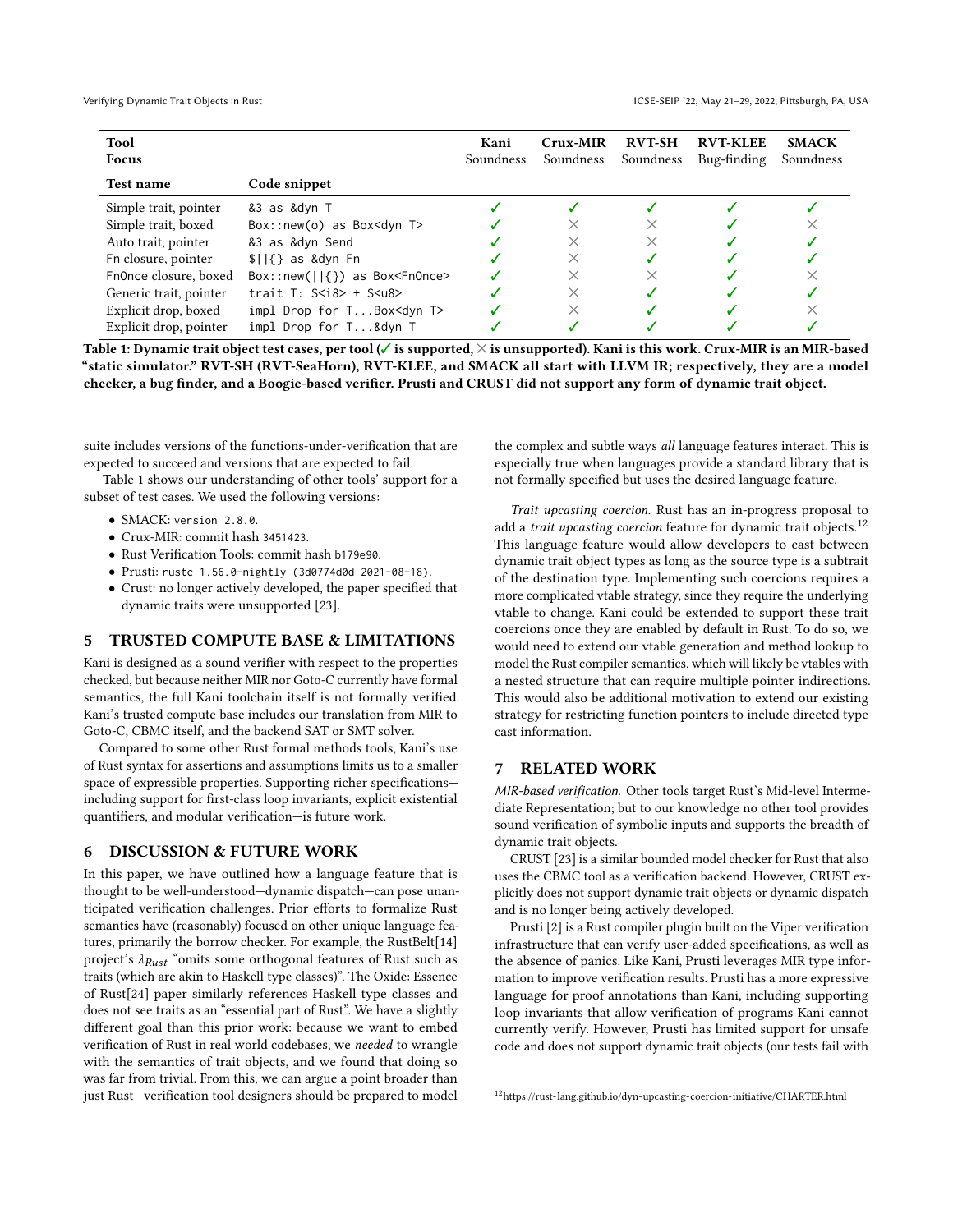| Tool<br>Focus | | Kani<br>Soundness | Crux-MIR<br>Soundness | RVT-SH<br>Soundness | RVT-KLEE<br>Bug-finding | SMACK<br>Soundness |
|---|---|---|---|---|---|---|
| **Test name** | **Code snippet** | | | | | |
| Simple trait, pointer | `&3 as &dyn T` | ✓ | ✓ | ✓ | ✓ | ✓ |
| Simple trait, boxed | `Box::new(o) as Box<dyn T>` | ✓ | × | × | ✓ | × |
| Auto trait, pointer | `&3 as &dyn Send` | ✓ | × | × | ✓ | ✓ |
| Fn closure, pointer | `$||{} as &dyn Fn` | ✓ | × | ✓ | ✓ | ✓ |
| FnOnce closure, boxed | `Box::new(||{}) as Box<FnOnce>` | ✓ | × | × | ✓ | × |
| Generic trait, pointer | `trait T: S<i8> + S<u8>` | ✓ | × | ✓ | ✓ | ✓ |
| Explicit drop, boxed | `impl Drop for T...Box<dyn T>` | ✓ | × | ✓ | ✓ | × |
| Explicit drop, pointer | `impl Drop for T...&dyn T` | ✓ | ✓ | ✓ | ✓ | ✓ |

**Table 1: Dynamic trait object test cases, per tool (✓ is supported, × is unsupported). Kani is this work. Crux-MIR is an MIR-based "static simulator." RVT-SH (RVT-SeaHorn), RVT-KLEE, and SMACK all start with LLVM IR; respectively, they are a model checker, a bug finder, and a Boogie-based verifier. Prusti and CRUST did not support any form of dynamic trait object.**

suite includes versions of the functions-under-verification that are expected to succeed and versions that are expected to fail.

Table 1 shows our understanding of other tools' support for a subset of test cases. We used the following versions:

- SMACK: `version 2.8.0`.
- Crux-MIR: commit hash `3451423`.
- Rust Verification Tools: commit hash `b179e90`.
- Prusti: `rustc 1.56.0-nightly (3d0774d0d 2021-08-18)`.
- Crust: no longer actively developed, the paper specified that dynamic traits were unsupported [23].

## 5 TRUSTED COMPUTE BASE & LIMITATIONS

Kani is designed as a sound verifier with respect to the properties checked, but because neither MIR nor Goto-C currently have formal semantics, the full Kani toolchain itself is not formally verified. Kani's trusted compute base includes our translation from MIR to Goto-C, CBMC itself, and the backend SAT or SMT solver.

Compared to some other Rust formal methods tools, Kani's use of Rust syntax for assertions and assumptions limits us to a smaller space of expressible properties. Supporting richer specifications—including support for first-class loop invariants, explicit existential quantifiers, and modular verification—is future work.

## 6 DISCUSSION & FUTURE WORK

In this paper, we have outlined how a language feature that is thought to be well-understood—dynamic dispatch—can pose unanticipated verification challenges. Prior efforts to formalize Rust semantics have (reasonably) focused on other unique language features, primarily the borrow checker. For example, the RustBelt[14] project's $\lambda_{Rust}$ "omits some orthogonal features of Rust such as traits (which are akin to Haskell type classes)". The Oxide: Essence of Rust[24] paper similarly references Haskell type classes and does not see traits as an "essential part of Rust". We have a slightly different goal than this prior work: because we want to embed verification of Rust in real world codebases, we *needed* to wrangle with the semantics of trait objects, and we found that doing so was far from trivial. From this, we can argue a point broader than just Rust—verification tool designers should be prepared to model the complex and subtle ways *all* language features interact. This is especially true when languages provide a standard library that is not formally specified but uses the desired language feature.

*Trait upcasting coercion.* Rust has an in-progress proposal to add a *trait upcasting coercion* feature for dynamic trait objects.[12] This language feature would allow developers to cast between dynamic trait object types as long as the source type is a subtrait of the destination type. Implementing such coercions requires a more complicated vtable strategy, since they require the underlying vtable to change. Kani could be extended to support these trait coercions once they are enabled by default in Rust. To do so, we would need to extend our vtable generation and method lookup to model the Rust compiler semantics, which will likely be vtables with a nested structure that can require multiple pointer indirections. This would also be additional motivation to extend our existing strategy for restricting function pointers to include directed type cast information.

## 7 RELATED WORK

*MIR-based verification.* Other tools target Rust's Mid-level Intermediate Representation; but to our knowledge no other tool provides sound verification of symbolic inputs and supports the breadth of dynamic trait objects.

CRUST [23] is a similar bounded model checker for Rust that also uses the CBMC tool as a verification backend. However, CRUST explicitly does not support dynamic trait objects or dynamic dispatch and is no longer being actively developed.

Prusti [2] is a Rust compiler plugin built on the Viper verification infrastructure that can verify user-added specifications, as well as the absence of panics. Like Kani, Prusti leverages MIR type information to improve verification results. Prusti has a more expressive language for proof annotations than Kani, including supporting loop invariants that allow verification of programs Kani cannot currently verify. However, Prusti has limited support for unsafe code and does not support dynamic trait objects (our tests fail with

[12] https://rust-lang.github.io/dyn-upcasting-coercion-initiative/CHARTER.html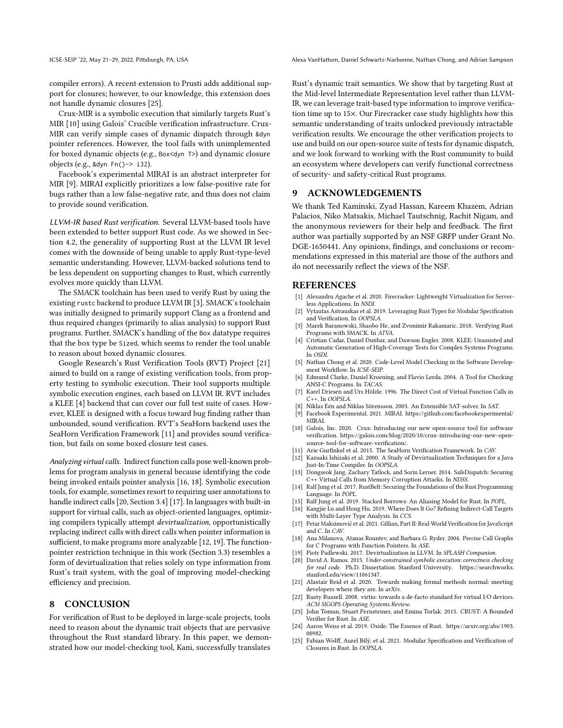compiler errors). A recent extension to Prusti adds additional support for closures; however, to our knowledge, this extension does not handle dynamic closures [25].

Crux-MIR is a symbolic execution that similarly targets Rust's MIR [10] using Galois' Crucible verification infrastructure. Crux-MIR can verify simple cases of dynamic dispatch through `&dyn` pointer references. However, the tool fails with unimplemented for boxed dynamic objects (e.g., `Box<dyn T>`) and dynamic closure objects (e.g., `&dyn Fn()-> i32`).

Facebook's experimental MIRAI is an abstract interpreter for MIR [9]. MIRAI explicitly prioritizes a low false-positive rate for bugs rather than a low false-negative rate, and thus does not claim to provide sound verification.

*LLVM-IR based Rust verification.* Several LLVM-based tools have been extended to better support Rust code. As we showed in Section 4.2, the generality of supporting Rust at the LLVM IR level comes with the downside of being unable to apply Rust-type-level semantic understanding. However, LLVM-backed solutions tend to be less dependent on supporting changes to Rust, which currently evolves more quickly than LLVM.

The SMACK toolchain has been used to verify Rust by using the existing `rustc` backend to produce LLVM IR [3]. SMACK's toolchain was initially designed to primarily support Clang as a frontend and thus required changes (primarily to alias analysis) to support Rust programs. Further, SMACK's handling of the `Box` datatype requires that the box type be `Sized`, which seems to render the tool unable to reason about boxed dynamic closures.

Google Research's Rust Verification Tools (RVT) Project [21] aimed to build on a range of existing verification tools, from property testing to symbolic execution. Their tool supports multiple symbolic execution engines, each based on LLVM IR. RVT includes a KLEE [4] backend that can cover our full test suite of cases. However, KLEE is designed with a focus toward bug finding rather than unbounded, sound verification. RVT's SeaHorn backend uses the SeaHorn Verification Framework [11] and provides sound verification, but fails on some boxed closure test cases.

*Analyzing virtual calls.* Indirect function calls pose well-known problems for program analysis in general because identifying the code being invoked entails pointer analysis [16, 18]. Symbolic execution tools, for example, sometimes resort to requiring user annotations to handle indirect calls [20, Section 3.4] [17]. In languages with built-in support for virtual calls, such as object-oriented languages, optimizing compilers typically attempt *devirtualization*, opportunistically replacing indirect calls with direct calls when pointer information is sufficient, to make programs more analyzable [12, 19]. The function-pointer restriction technique in this work (Section 3.3) resembles a form of devirtualization that relies solely on type information from Rust's trait system, with the goal of improving model-checking efficiency and precision.

## 8 CONCLUSION

For verification of Rust to be deployed in large-scale projects, tools need to reason about the dynamic trait objects that are pervasive throughout the Rust standard library. In this paper, we demonstrated how our model-checking tool, Kani, successfully translates Rust's dynamic trait semantics. We show that by targeting Rust at the Mid-level Intermediate Representation level rather than LLVM-IR, we can leverage trait-based type information to improve verification time up to 15×. Our Firecracker case study highlights how this semantic understanding of traits unlocked previously intractable verification results. We encourage the other verification projects to use and build on our open-source suite of tests for dynamic dispatch, and we look forward to working with the Rust community to build an ecosystem where developers can verify functional correctness of security- and safety-critical Rust programs.

## 9 ACKNOWLEDGEMENTS

We thank Ted Kaminski, Zyad Hassan, Kareem Khazem, Adrian Palacios, Niko Matsakis, Michael Tautschnig, Rachit Nigam, and the anonymous reviewers for their help and feedback. The first author was partially supported by an NSF GRFP under Grant No. DGE-1650441. Any opinions, findings, and conclusions or recommendations expressed in this material are those of the authors and do not necessarily reflect the views of the NSF.

## REFERENCES

- [1] Alexandru Agache et al. 2020. Firecracker: Lightweight Virtualization for Serverless Applications. In *NSDI*.
- [2] Vytautas Astrauskas et al. 2019. Leveraging Rust Types for Modular Specification and Verification. In *OOPSLA*.
- [3] Marek Baranowski, Shaobo He, and Zvonimir Rakamaric. 2018. Verifying Rust Programs with SMACK. In *ATVA*.
- [4] Cristian Cadar, Daniel Dunbar, and Dawson Engler. 2008. KLEE: Unassisted and Automatic Generation of High-Coverage Tests for Complex Systems Programs. In *OSDI*.
- [5] Nathan Chong et al. 2020. Code-Level Model Checking in the Software Development Workflow. In *ICSE-SEIP*.
- [6] Edmund Clarke, Daniel Kroening, and Flavio Lerda. 2004. A Tool for Checking ANSI-C Programs. In *TACAS*.
- [7] Karel Driesen and Urs Hölzle. 1996. The Direct Cost of Virtual Function Calls in C++. In *OOPSLA*.
- [8] Niklas Eén and Niklas Sörensson. 2003. An Extensible SAT-solver. In *SAT*.
- [9] Facebook Experimental. 2021. MIRAI. https://github.com/facebookexperimental/MIRAI.
- [10] Galois, Inc. 2020. Crux: Introducing our new open-source tool for software verification. https://galois.com/blog/2020/10/crux-introducing-our-new-open-source-tool-for-software-verification/.
- [11] Arie Gurfinkel et al. 2015. The SeaHorn Verification Framework. In *CAV*.
- [12] Kazuaki Ishizaki et al. 2000. A Study of Devirtualization Techniques for a Java Just-In-Time Compiler. In *OOPSLA*.
- [13] Dongseok Jang, Zachary Tatlock, and Sorin Lerner. 2014. SafeDispatch: Securing C++ Virtual Calls from Memory Corruption Attacks. In *NDSS*.
- [14] Ralf Jung et al. 2017. RustBelt: Securing the Foundations of the Rust Programming Language. In *POPL*.
- [15] Ralf Jung et al. 2019. Stacked Borrows: An Aliasing Model for Rust. In *POPL*.
- [16] Kangjie Lu and Hong Hu. 2019. Where Does It Go? Refining Indirect-Call Targets with Multi-Layer Type Analysis. In *CCS*.
- [17] Petar Maksimović et al. 2021. Gillian, Part II: Real-World Verification for JavaScript and C. In *CAV*.
- [18] Ana Milanova, Atanas Rountev, and Barbara G. Ryder. 2004. Precise Call Graphs for C Programs with Function Pointers. In *ASE*.
- [19] Piotr Padlewski. 2017. Devirtualization in LLVM. In *SPLASH Companion*.
- [20] David A. Ramos. 2015. *Under-constrained symbolic execution: correctness checking for real code.* Ph.D. Dissertation. Stanford University. https://searchworks.stanford.edu/view/11061347.
- [21] Alastair Reid et al. 2020. Towards making formal methods normal: meeting developers where they are. In *arXiv*.
- [22] Rusty Russell. 2008. virtio: towards a de-facto standard for virtual I/O devices. *ACM SIGOPS Operating Systems Review*.
- [23] John Toman, Stuart Pernsteiner, and Emina Torlak. 2015. CRUST: A Bounded Verifier for Rust. In *ASE*.
- [24] Aaron Weiss et al. 2019. Oxide: The Essence of Rust. https://arxiv.org/abs/1903.00982.
- [25] Fabian Wolff, Aurel Bílý, et al. 2021. Modular Specification and Verification of Closures in Rust. In *OOPSLA*.